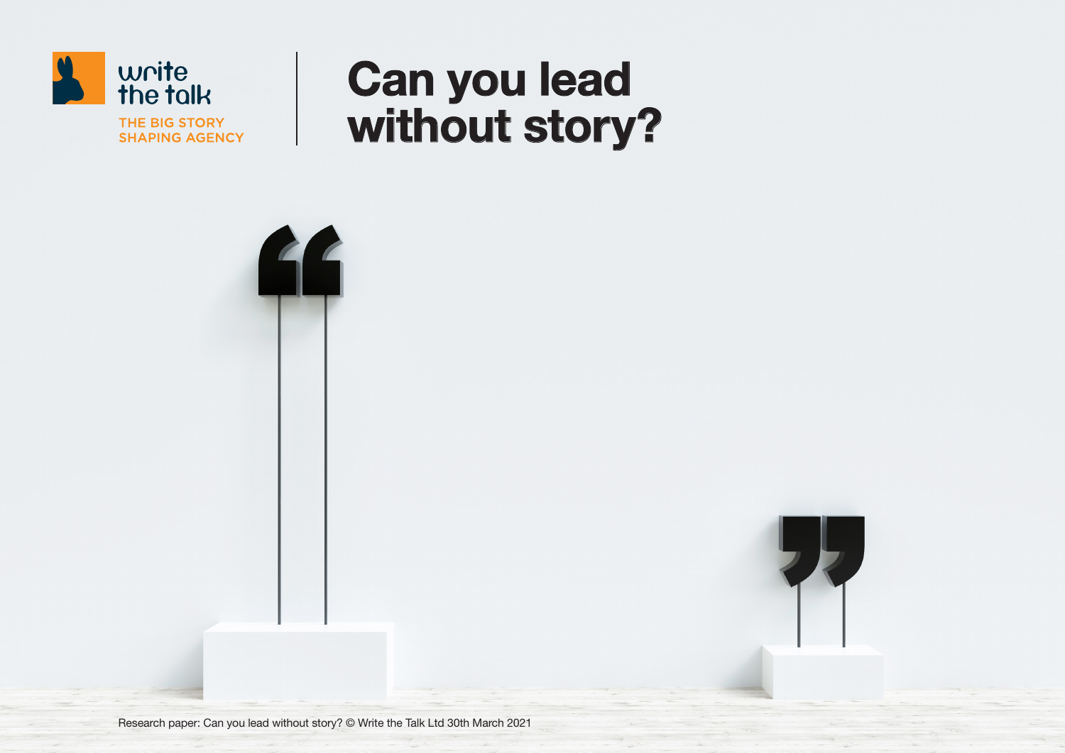write the talk

THE BIG STORY SHAPING AGENCY

# Can you lead without story?

Research paper: Can you lead without story? © Write the Talk Ltd 30th March 2021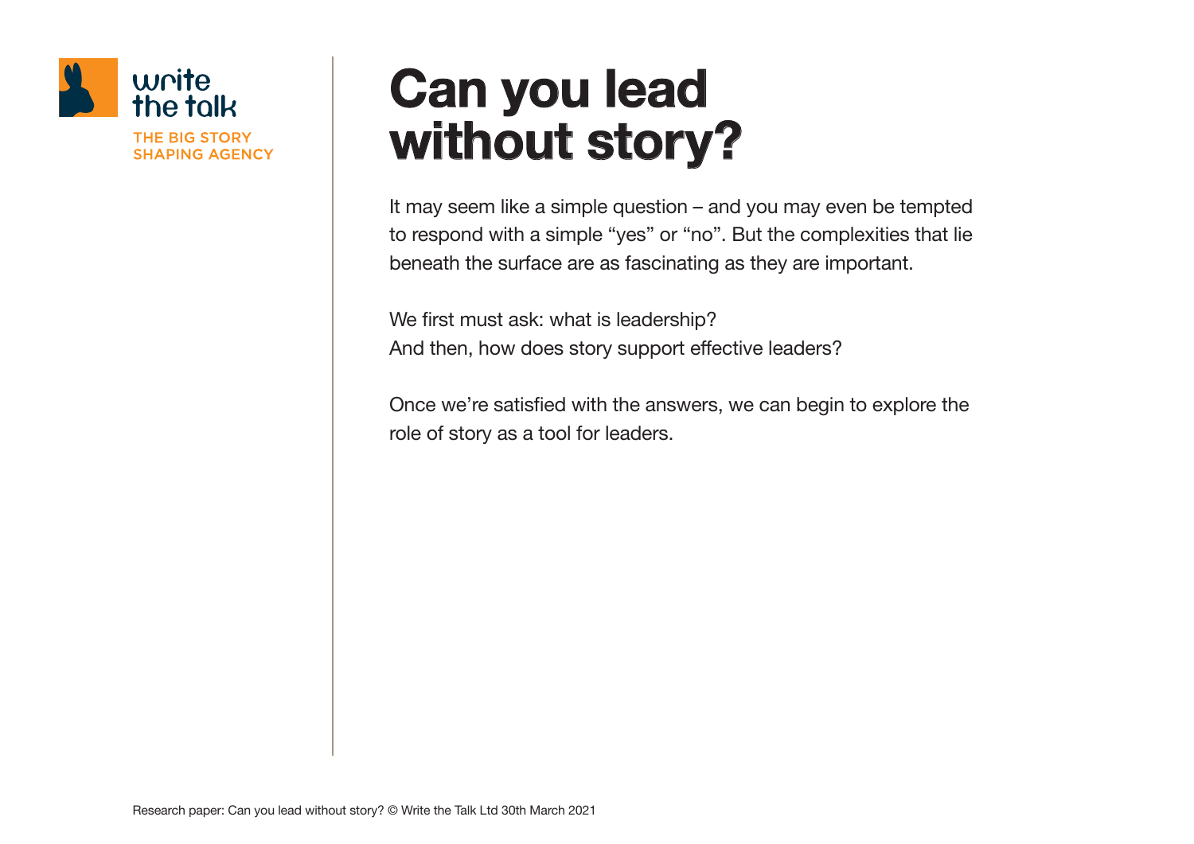# Can you lead without story?

It may seem like a simple question – and you may even be tempted to respond with a simple "yes" or "no". But the complexities that lie beneath the surface are as fascinating as they are important.

We first must ask: what is leadership?
And then, how does story support effective leaders?

Once we're satisfied with the answers, we can begin to explore the role of story as a tool for leaders.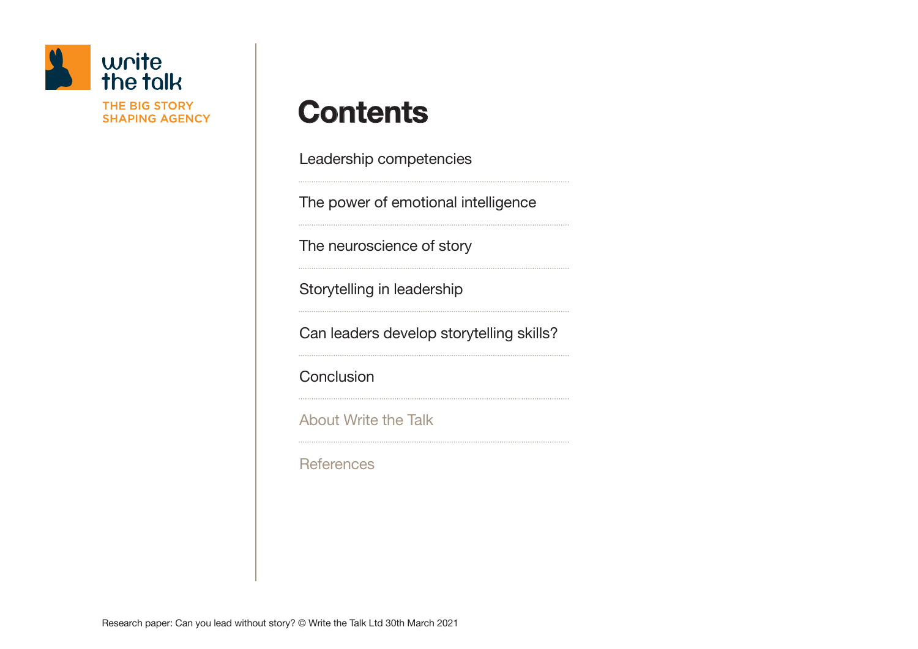write the talk

THE BIG STORY SHAPING AGENCY

# Contents

Leadership competencies

The power of emotional intelligence

The neuroscience of story

Storytelling in leadership

Can leaders develop storytelling skills?

Conclusion

About Write the Talk

References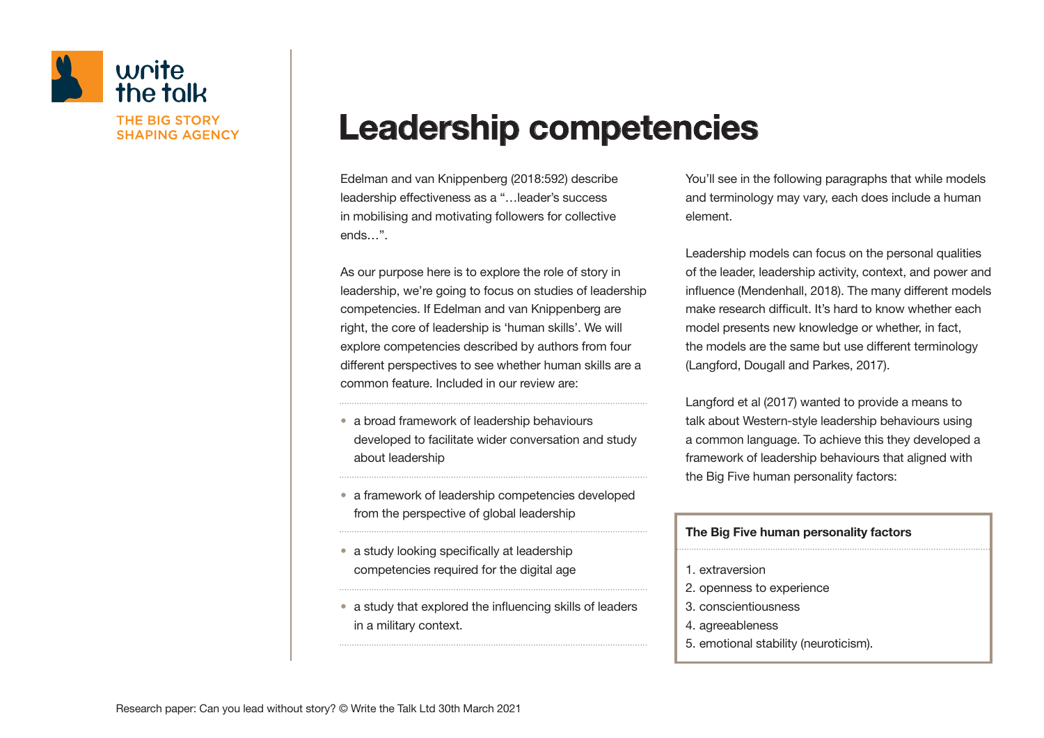# Leadership competencies

Edelman and van Knippenberg (2018:592) describe leadership effectiveness as a "…leader's success in mobilising and motivating followers for collective ends…".

As our purpose here is to explore the role of story in leadership, we're going to focus on studies of leadership competencies. If Edelman and van Knippenberg are right, the core of leadership is 'human skills'. We will explore competencies described by authors from four different perspectives to see whether human skills are a common feature. Included in our review are:

- a broad framework of leadership behaviours developed to facilitate wider conversation and study about leadership
- a framework of leadership competencies developed from the perspective of global leadership
- a study looking specifically at leadership competencies required for the digital age
- a study that explored the influencing skills of leaders in a military context.

You'll see in the following paragraphs that while models and terminology may vary, each does include a human element.

Leadership models can focus on the personal qualities of the leader, leadership activity, context, and power and influence (Mendenhall, 2018). The many different models make research difficult. It's hard to know whether each model presents new knowledge or whether, in fact, the models are the same but use different terminology (Langford, Dougall and Parkes, 2017).

Langford et al (2017) wanted to provide a means to talk about Western-style leadership behaviours using a common language. To achieve this they developed a framework of leadership behaviours that aligned with the Big Five human personality factors:

**The Big Five human personality factors**

1. extraversion
2. openness to experience
3. conscientiousness
4. agreeableness
5. emotional stability (neuroticism).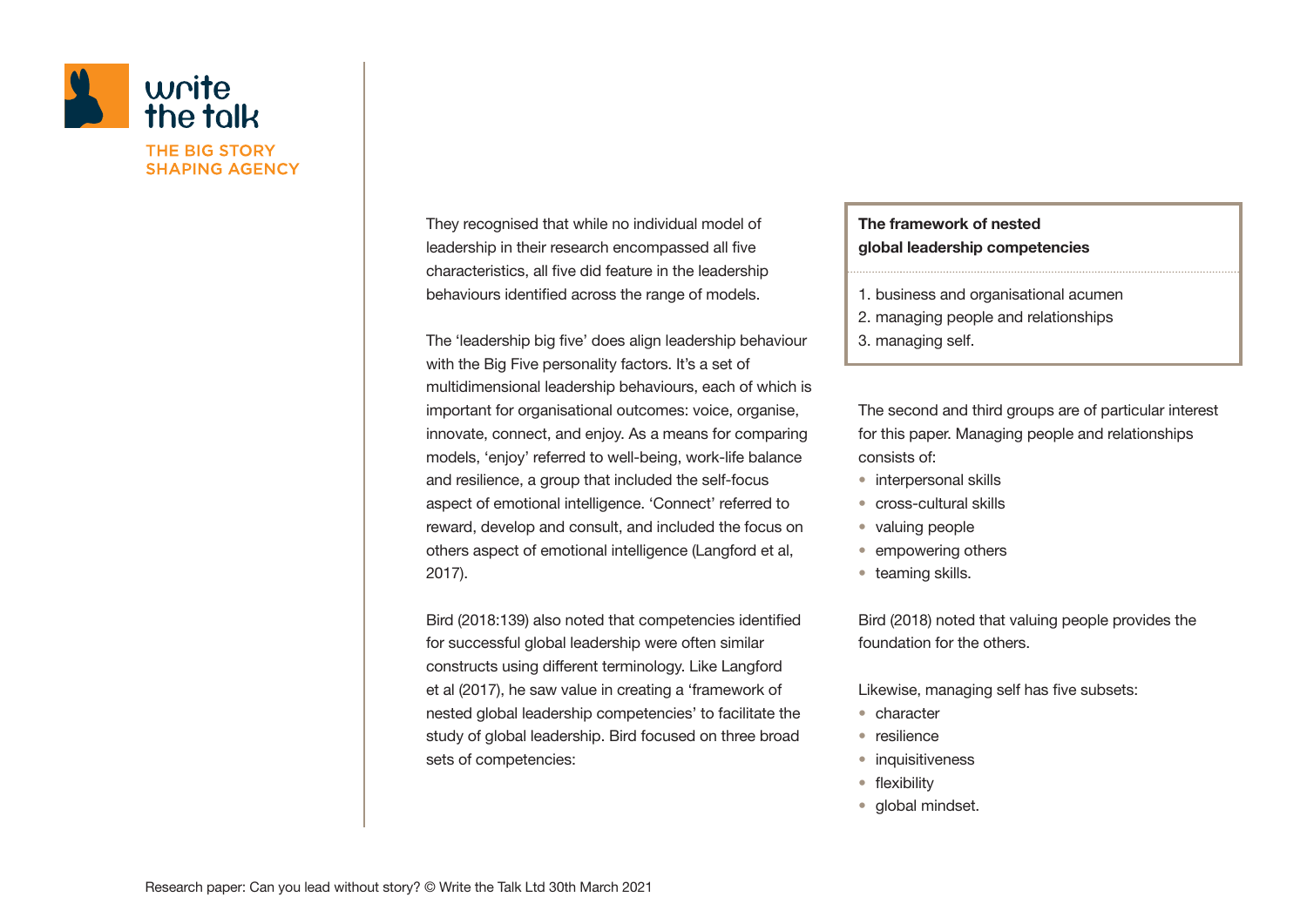They recognised that while no individual model of leadership in their research encompassed all five characteristics, all five did feature in the leadership behaviours identified across the range of models.

The 'leadership big five' does align leadership behaviour with the Big Five personality factors. It's a set of multidimensional leadership behaviours, each of which is important for organisational outcomes: voice, organise, innovate, connect, and enjoy. As a means for comparing models, 'enjoy' referred to well-being, work-life balance and resilience, a group that included the self-focus aspect of emotional intelligence. 'Connect' referred to reward, develop and consult, and included the focus on others aspect of emotional intelligence (Langford et al, 2017).

Bird (2018:139) also noted that competencies identified for successful global leadership were often similar constructs using different terminology. Like Langford et al (2017), he saw value in creating a 'framework of nested global leadership competencies' to facilitate the study of global leadership. Bird focused on three broad sets of competencies:

**The framework of nested global leadership competencies**

1. business and organisational acumen
2. managing people and relationships
3. managing self.

The second and third groups are of particular interest for this paper. Managing people and relationships consists of:

- interpersonal skills
- cross-cultural skills
- valuing people
- empowering others
- teaming skills.

Bird (2018) noted that valuing people provides the foundation for the others.

Likewise, managing self has five subsets:

- character
- resilience
- inquisitiveness
- flexibility
- global mindset.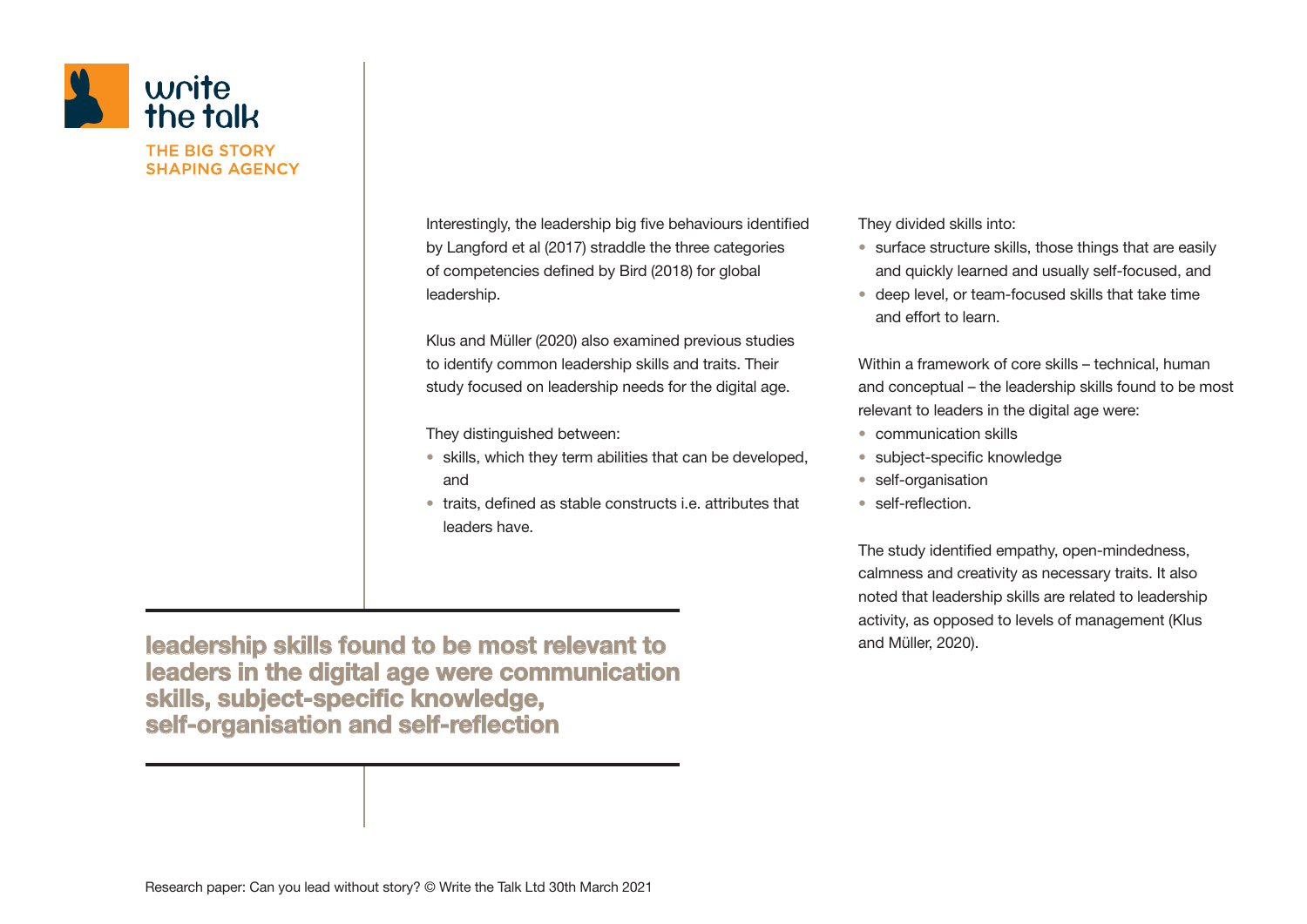Interestingly, the leadership big five behaviours identified by Langford et al (2017) straddle the three categories of competencies defined by Bird (2018) for global leadership.

Klus and Müller (2020) also examined previous studies to identify common leadership skills and traits. Their study focused on leadership needs for the digital age.

They distinguished between:

- skills, which they term abilities that can be developed, and
- traits, defined as stable constructs i.e. attributes that leaders have.

> **leadership skills found to be most relevant to leaders in the digital age were communication skills, subject-specific knowledge, self-organisation and self-reflection**

They divided skills into:

- surface structure skills, those things that are easily and quickly learned and usually self-focused, and
- deep level, or team-focused skills that take time and effort to learn.

Within a framework of core skills – technical, human and conceptual – the leadership skills found to be most relevant to leaders in the digital age were:

- communication skills
- subject-specific knowledge
- self-organisation
- self-reflection.

The study identified empathy, open-mindedness, calmness and creativity as necessary traits. It also noted that leadership skills are related to leadership activity, as opposed to levels of management (Klus and Müller, 2020).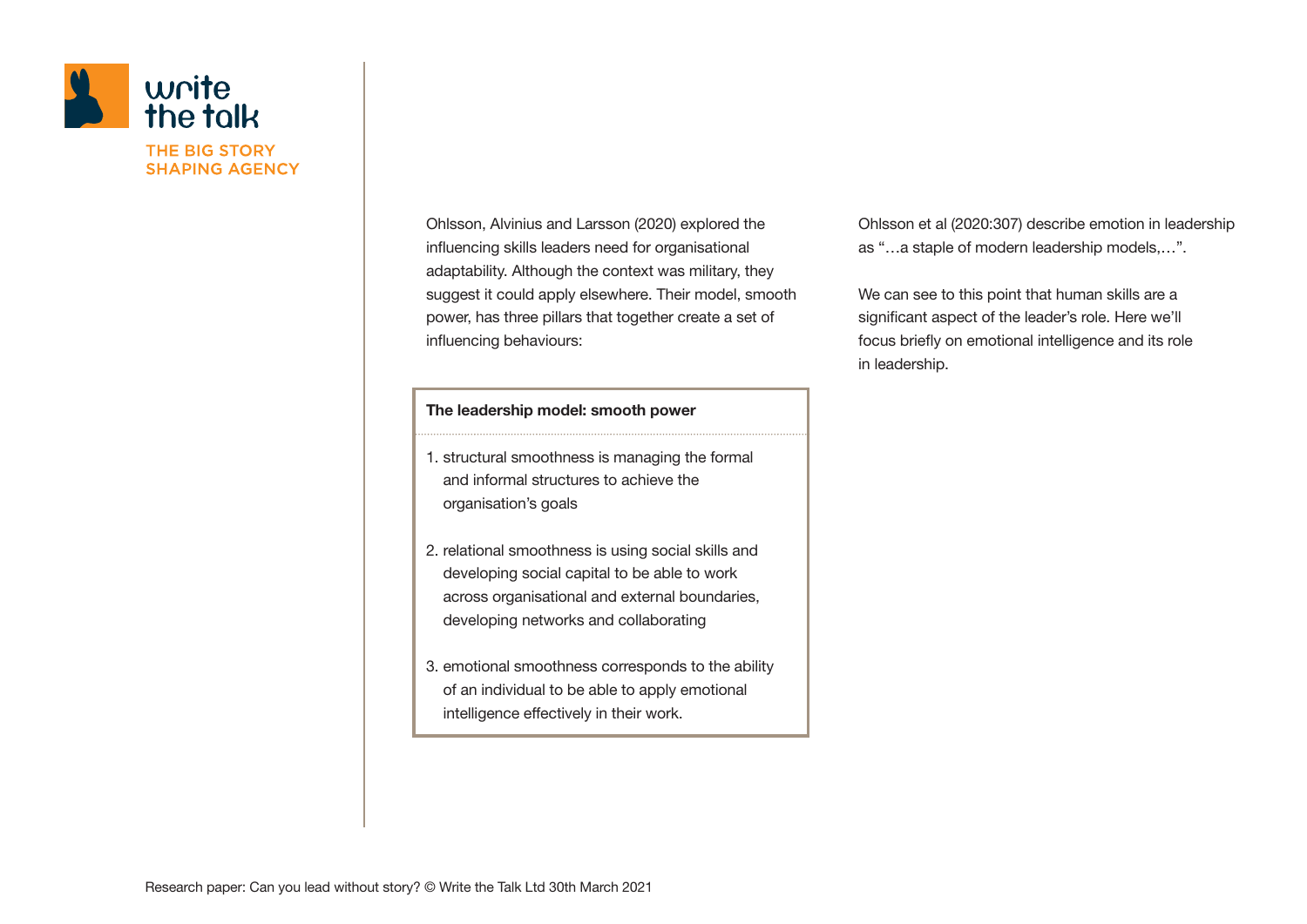Ohlsson, Alvinius and Larsson (2020) explored the influencing skills leaders need for organisational adaptability. Although the context was military, they suggest it could apply elsewhere. Their model, smooth power, has three pillars that together create a set of influencing behaviours:

**The leadership model: smooth power**

1. structural smoothness is managing the formal and informal structures to achieve the organisation's goals
2. relational smoothness is using social skills and developing social capital to be able to work across organisational and external boundaries, developing networks and collaborating
3. emotional smoothness corresponds to the ability of an individual to be able to apply emotional intelligence effectively in their work.

Ohlsson et al (2020:307) describe emotion in leadership as "…a staple of modern leadership models,…".

We can see to this point that human skills are a significant aspect of the leader's role. Here we'll focus briefly on emotional intelligence and its role in leadership.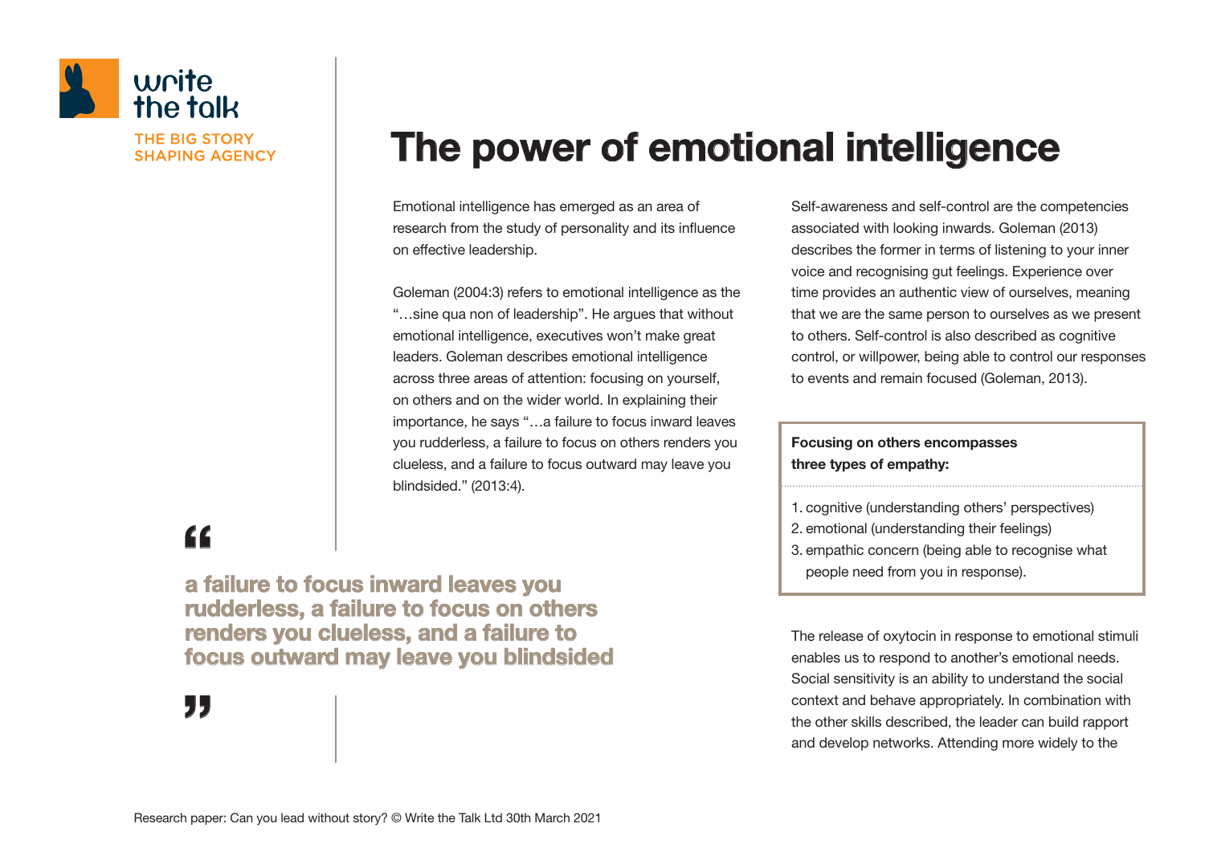# The power of emotional intelligence

Emotional intelligence has emerged as an area of research from the study of personality and its influence on effective leadership.

Goleman (2004:3) refers to emotional intelligence as the "…sine qua non of leadership". He argues that without emotional intelligence, executives won't make great leaders. Goleman describes emotional intelligence across three areas of attention: focusing on yourself, on others and on the wider world. In explaining their importance, he says "…a failure to focus inward leaves you rudderless, a failure to focus on others renders you clueless, and a failure to focus outward may leave you blindsided." (2013:4).

> **a failure to focus inward leaves you rudderless, a failure to focus on others renders you clueless, and a failure to focus outward may leave you blindsided**

Self-awareness and self-control are the competencies associated with looking inwards. Goleman (2013) describes the former in terms of listening to your inner voice and recognising gut feelings. Experience over time provides an authentic view of ourselves, meaning that we are the same person to ourselves as we present to others. Self-control is also described as cognitive control, or willpower, being able to control our responses to events and remain focused (Goleman, 2013).

**Focusing on others encompasses three types of empathy:**

1. cognitive (understanding others' perspectives)
2. emotional (understanding their feelings)
3. empathic concern (being able to recognise what people need from you in response).

The release of oxytocin in response to emotional stimuli enables us to respond to another's emotional needs. Social sensitivity is an ability to understand the social context and behave appropriately. In combination with the other skills described, the leader can build rapport and develop networks. Attending more widely to the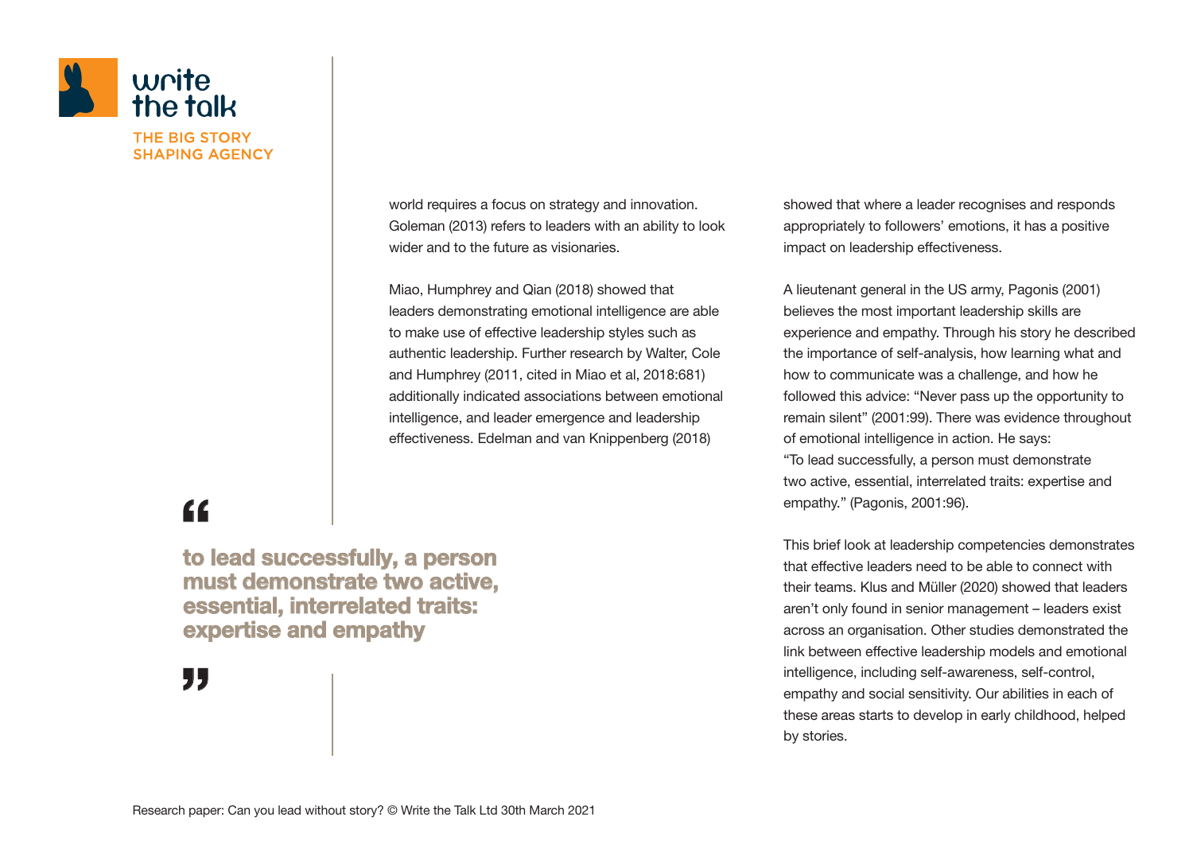world requires a focus on strategy and innovation. Goleman (2013) refers to leaders with an ability to look wider and to the future as visionaries.

Miao, Humphrey and Qian (2018) showed that leaders demonstrating emotional intelligence are able to make use of effective leadership styles such as authentic leadership. Further research by Walter, Cole and Humphrey (2011, cited in Miao et al, 2018:681) additionally indicated associations between emotional intelligence, and leader emergence and leadership effectiveness. Edelman and van Knippenberg (2018) showed that where a leader recognises and responds appropriately to followers' emotions, it has a positive impact on leadership effectiveness.

> **"to lead successfully, a person must demonstrate two active, essential, interrelated traits: expertise and empathy"**

A lieutenant general in the US army, Pagonis (2001) believes the most important leadership skills are experience and empathy. Through his story he described the importance of self-analysis, how learning what and how to communicate was a challenge, and how he followed this advice: "Never pass up the opportunity to remain silent" (2001:99). There was evidence throughout of emotional intelligence in action. He says: "To lead successfully, a person must demonstrate two active, essential, interrelated traits: expertise and empathy." (Pagonis, 2001:96).

This brief look at leadership competencies demonstrates that effective leaders need to be able to connect with their teams. Klus and Müller (2020) showed that leaders aren't only found in senior management – leaders exist across an organisation. Other studies demonstrated the link between effective leadership models and emotional intelligence, including self-awareness, self-control, empathy and social sensitivity. Our abilities in each of these areas starts to develop in early childhood, helped by stories.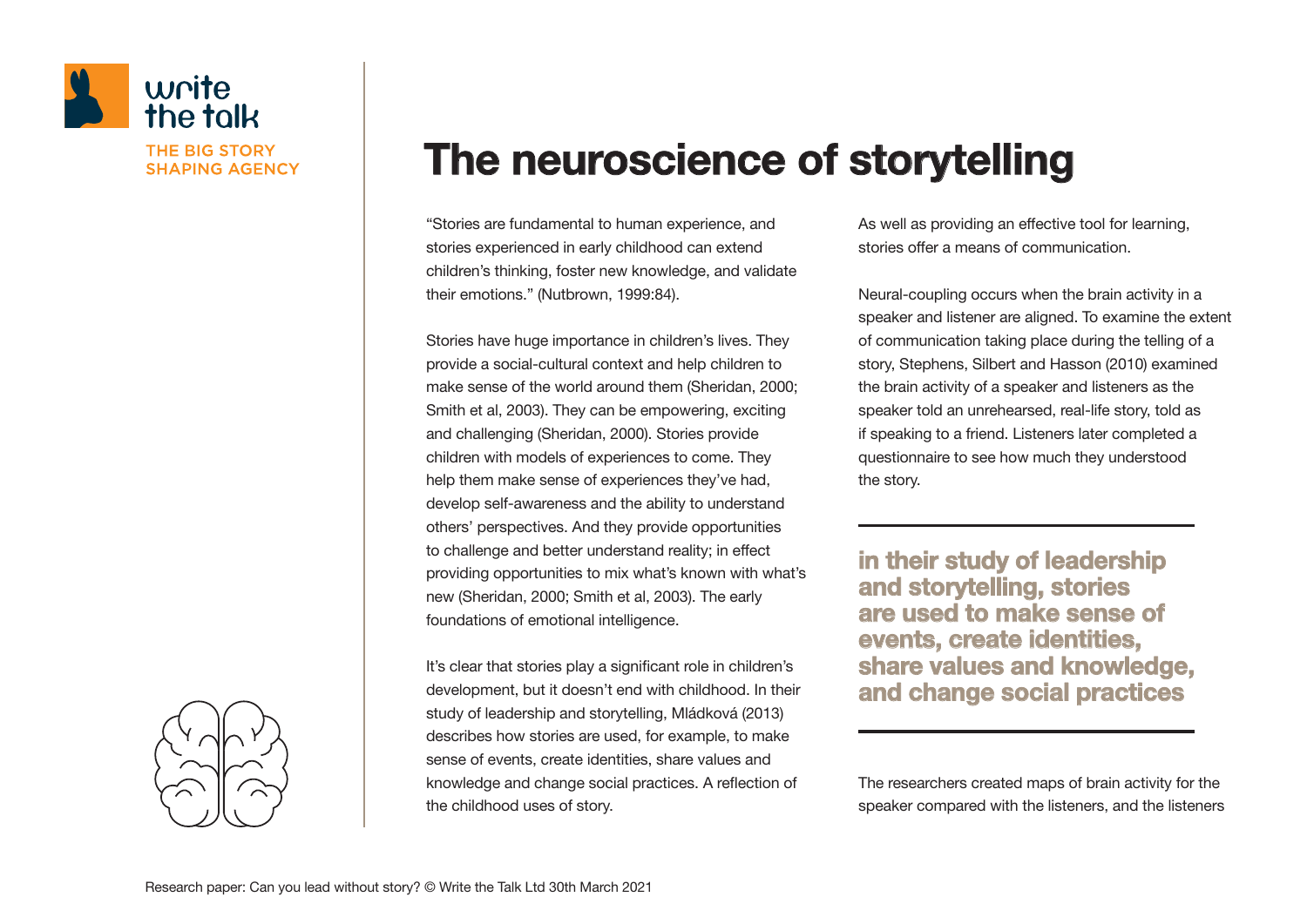# The neuroscience of storytelling

"Stories are fundamental to human experience, and stories experienced in early childhood can extend children's thinking, foster new knowledge, and validate their emotions." (Nutbrown, 1999:84).

Stories have huge importance in children's lives. They provide a social-cultural context and help children to make sense of the world around them (Sheridan, 2000; Smith et al, 2003). They can be empowering, exciting and challenging (Sheridan, 2000). Stories provide children with models of experiences to come. They help them make sense of experiences they've had, develop self-awareness and the ability to understand others' perspectives. And they provide opportunities to challenge and better understand reality; in effect providing opportunities to mix what's known with what's new (Sheridan, 2000; Smith et al, 2003). The early foundations of emotional intelligence.

It's clear that stories play a significant role in children's development, but it doesn't end with childhood. In their study of leadership and storytelling, Mládková (2013) describes how stories are used, for example, to make sense of events, create identities, share values and knowledge and change social practices. A reflection of the childhood uses of story.

As well as providing an effective tool for learning, stories offer a means of communication.

Neural-coupling occurs when the brain activity in a speaker and listener are aligned. To examine the extent of communication taking place during the telling of a story, Stephens, Silbert and Hasson (2010) examined the brain activity of a speaker and listeners as the speaker told an unrehearsed, real-life story, told as if speaking to a friend. Listeners later completed a questionnaire to see how much they understood the story.

> **in their study of leadership and storytelling, stories are used to make sense of events, create identities, share values and knowledge, and change social practices**

The researchers created maps of brain activity for the speaker compared with the listeners, and the listeners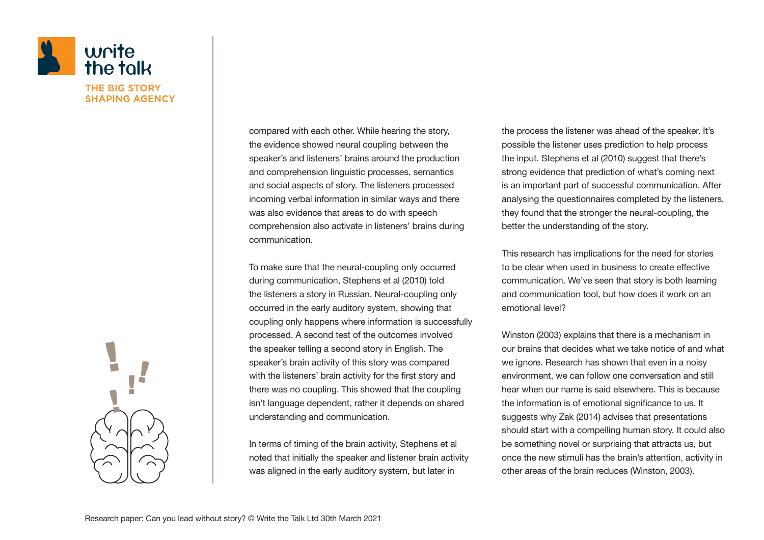compared with each other. While hearing the story, the evidence showed neural coupling between the speaker's and listeners' brains around the production and comprehension linguistic processes, semantics and social aspects of story. The listeners processed incoming verbal information in similar ways and there was also evidence that areas to do with speech comprehension also activate in listeners' brains during communication.

To make sure that the neural-coupling only occurred during communication, Stephens et al (2010) told the listeners a story in Russian. Neural-coupling only occurred in the early auditory system, showing that coupling only happens where information is successfully processed. A second test of the outcomes involved the speaker telling a second story in English. The speaker's brain activity of this story was compared with the listeners' brain activity for the first story and there was no coupling. This showed that the coupling isn't language dependent, rather it depends on shared understanding and communication.

In terms of timing of the brain activity, Stephens et al noted that initially the speaker and listener brain activity was aligned in the early auditory system, but later in the process the listener was ahead of the speaker. It's possible the listener uses prediction to help process the input. Stephens et al (2010) suggest that there's strong evidence that prediction of what's coming next is an important part of successful communication. After analysing the questionnaires completed by the listeners, they found that the stronger the neural-coupling, the better the understanding of the story.

This research has implications for the need for stories to be clear when used in business to create effective communication. We've seen that story is both learning and communication tool, but how does it work on an emotional level?

Winston (2003) explains that there is a mechanism in our brains that decides what we take notice of and what we ignore. Research has shown that even in a noisy environment, we can follow one conversation and still hear when our name is said elsewhere. This is because the information is of emotional significance to us. It suggests why Zak (2014) advises that presentations should start with a compelling human story. It could also be something novel or surprising that attracts us, but once the new stimuli has the brain's attention, activity in other areas of the brain reduces (Winston, 2003).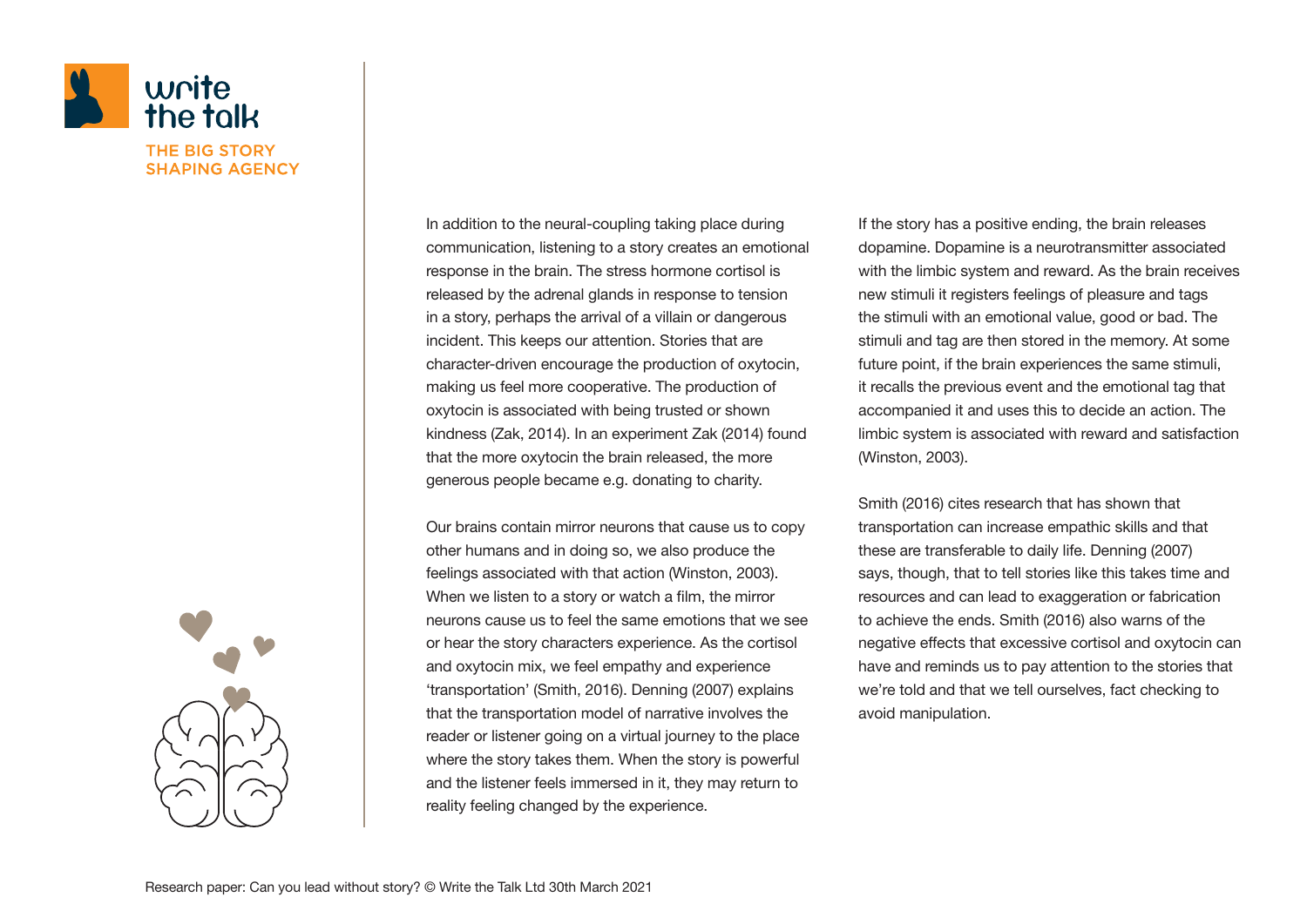In addition to the neural-coupling taking place during communication, listening to a story creates an emotional response in the brain. The stress hormone cortisol is released by the adrenal glands in response to tension in a story, perhaps the arrival of a villain or dangerous incident. This keeps our attention. Stories that are character-driven encourage the production of oxytocin, making us feel more cooperative. The production of oxytocin is associated with being trusted or shown kindness (Zak, 2014). In an experiment Zak (2014) found that the more oxytocin the brain released, the more generous people became e.g. donating to charity.

Our brains contain mirror neurons that cause us to copy other humans and in doing so, we also produce the feelings associated with that action (Winston, 2003). When we listen to a story or watch a film, the mirror neurons cause us to feel the same emotions that we see or hear the story characters experience. As the cortisol and oxytocin mix, we feel empathy and experience 'transportation' (Smith, 2016). Denning (2007) explains that the transportation model of narrative involves the reader or listener going on a virtual journey to the place where the story takes them. When the story is powerful and the listener feels immersed in it, they may return to reality feeling changed by the experience.

If the story has a positive ending, the brain releases dopamine. Dopamine is a neurotransmitter associated with the limbic system and reward. As the brain receives new stimuli it registers feelings of pleasure and tags the stimuli with an emotional value, good or bad. The stimuli and tag are then stored in the memory. At some future point, if the brain experiences the same stimuli, it recalls the previous event and the emotional tag that accompanied it and uses this to decide an action. The limbic system is associated with reward and satisfaction (Winston, 2003).

Smith (2016) cites research that has shown that transportation can increase empathic skills and that these are transferable to daily life. Denning (2007) says, though, that to tell stories like this takes time and resources and can lead to exaggeration or fabrication to achieve the ends. Smith (2016) also warns of the negative effects that excessive cortisol and oxytocin can have and reminds us to pay attention to the stories that we're told and that we tell ourselves, fact checking to avoid manipulation.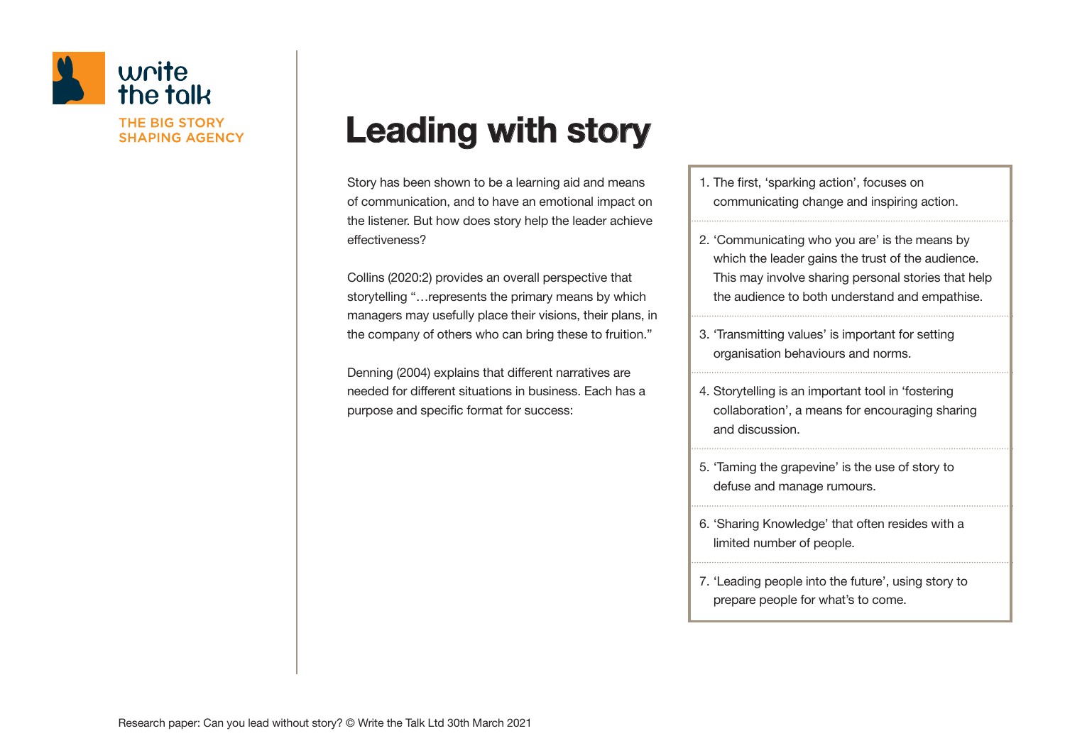# Leading with story

Story has been shown to be a learning aid and means of communication, and to have an emotional impact on the listener. But how does story help the leader achieve effectiveness?

Collins (2020:2) provides an overall perspective that storytelling "…represents the primary means by which managers may usefully place their visions, their plans, in the company of others who can bring these to fruition."

Denning (2004) explains that different narratives are needed for different situations in business. Each has a purpose and specific format for success:

1. The first, 'sparking action', focuses on communicating change and inspiring action.
2. 'Communicating who you are' is the means by which the leader gains the trust of the audience. This may involve sharing personal stories that help the audience to both understand and empathise.
3. 'Transmitting values' is important for setting organisation behaviours and norms.
4. Storytelling is an important tool in 'fostering collaboration', a means for encouraging sharing and discussion.
5. 'Taming the grapevine' is the use of story to defuse and manage rumours.
6. 'Sharing Knowledge' that often resides with a limited number of people.
7. 'Leading people into the future', using story to prepare people for what's to come.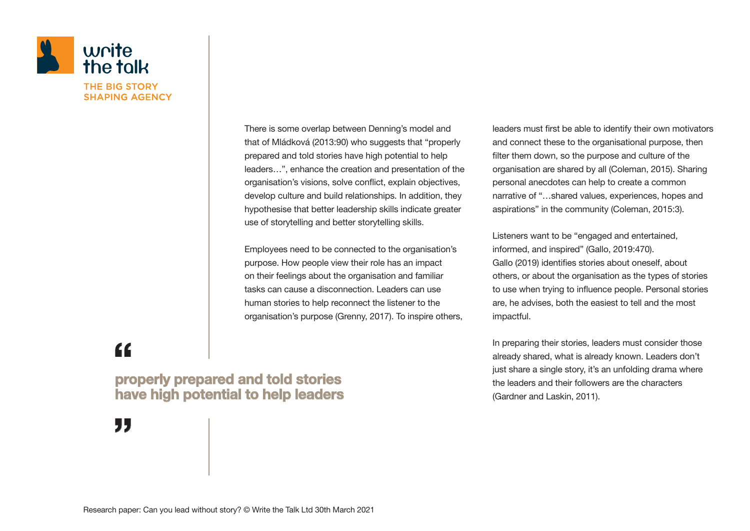There is some overlap between Denning's model and that of Mládková (2013:90) who suggests that "properly prepared and told stories have high potential to help leaders…", enhance the creation and presentation of the organisation's visions, solve conflict, explain objectives, develop culture and build relationships. In addition, they hypothesise that better leadership skills indicate greater use of storytelling and better storytelling skills.

Employees need to be connected to the organisation's purpose. How people view their role has an impact on their feelings about the organisation and familiar tasks can cause a disconnection. Leaders can use human stories to help reconnect the listener to the organisation's purpose (Grenny, 2017). To inspire others, leaders must first be able to identify their own motivators and connect these to the organisational purpose, then filter them down, so the purpose and culture of the organisation are shared by all (Coleman, 2015). Sharing personal anecdotes can help to create a common narrative of "…shared values, experiences, hopes and aspirations" in the community (Coleman, 2015:3).

> **properly prepared and told stories have high potential to help leaders**

Listeners want to be "engaged and entertained, informed, and inspired" (Gallo, 2019:470). Gallo (2019) identifies stories about oneself, about others, or about the organisation as the types of stories to use when trying to influence people. Personal stories are, he advises, both the easiest to tell and the most impactful.

In preparing their stories, leaders must consider those already shared, what is already known. Leaders don't just share a single story, it's an unfolding drama where the leaders and their followers are the characters (Gardner and Laskin, 2011).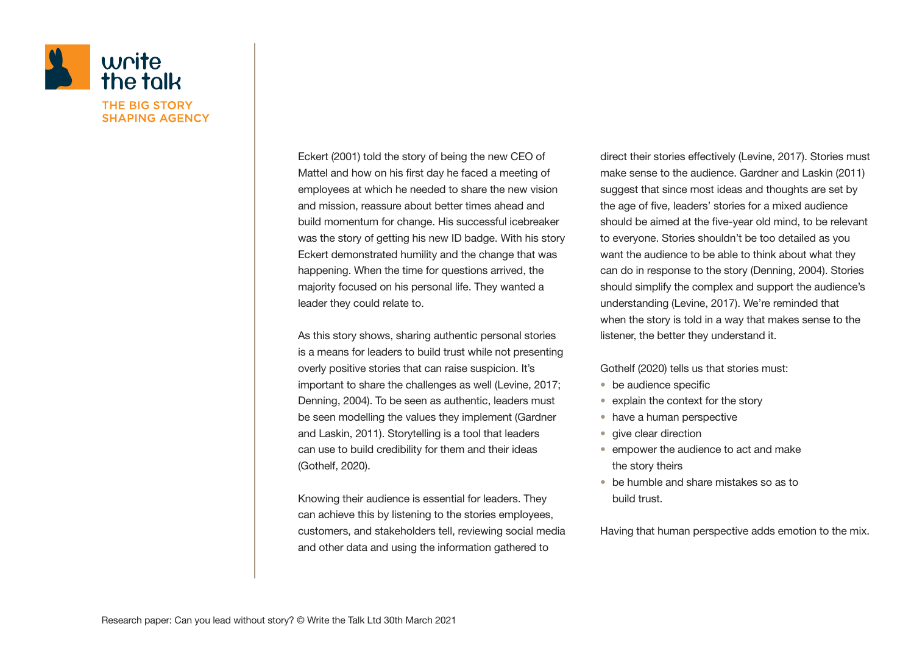Eckert (2001) told the story of being the new CEO of Mattel and how on his first day he faced a meeting of employees at which he needed to share the new vision and mission, reassure about better times ahead and build momentum for change. His successful icebreaker was the story of getting his new ID badge. With his story Eckert demonstrated humility and the change that was happening. When the time for questions arrived, the majority focused on his personal life. They wanted a leader they could relate to.

As this story shows, sharing authentic personal stories is a means for leaders to build trust while not presenting overly positive stories that can raise suspicion. It's important to share the challenges as well (Levine, 2017; Denning, 2004). To be seen as authentic, leaders must be seen modelling the values they implement (Gardner and Laskin, 2011). Storytelling is a tool that leaders can use to build credibility for them and their ideas (Gothelf, 2020).

Knowing their audience is essential for leaders. They can achieve this by listening to the stories employees, customers, and stakeholders tell, reviewing social media and other data and using the information gathered to direct their stories effectively (Levine, 2017). Stories must make sense to the audience. Gardner and Laskin (2011) suggest that since most ideas and thoughts are set by the age of five, leaders' stories for a mixed audience should be aimed at the five-year old mind, to be relevant to everyone. Stories shouldn't be too detailed as you want the audience to be able to think about what they can do in response to the story (Denning, 2004). Stories should simplify the complex and support the audience's understanding (Levine, 2017). We're reminded that when the story is told in a way that makes sense to the listener, the better they understand it.

Gothelf (2020) tells us that stories must:

- be audience specific
- explain the context for the story
- have a human perspective
- give clear direction
- empower the audience to act and make the story theirs
- be humble and share mistakes so as to build trust.

Having that human perspective adds emotion to the mix.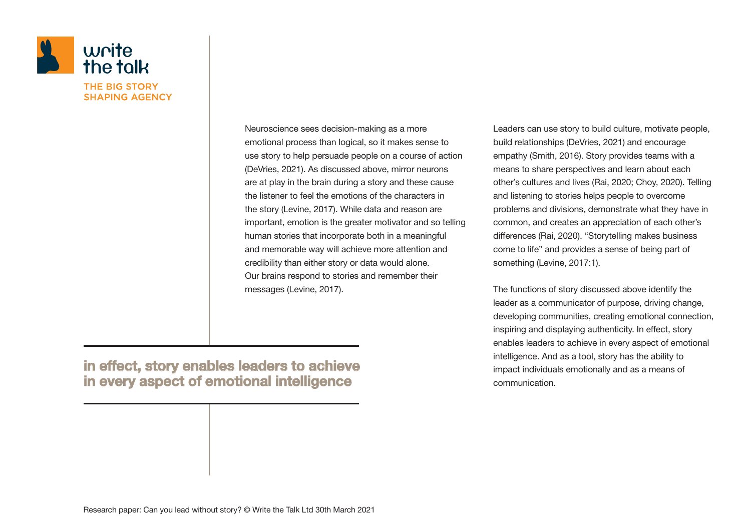Neuroscience sees decision-making as a more emotional process than logical, so it makes sense to use story to help persuade people on a course of action (DeVries, 2021). As discussed above, mirror neurons are at play in the brain during a story and these cause the listener to feel the emotions of the characters in the story (Levine, 2017). While data and reason are important, emotion is the greater motivator and so telling human stories that incorporate both in a meaningful and memorable way will achieve more attention and credibility than either story or data would alone. Our brains respond to stories and remember their messages (Levine, 2017).

**in effect, story enables leaders to achieve in every aspect of emotional intelligence**

Leaders can use story to build culture, motivate people, build relationships (DeVries, 2021) and encourage empathy (Smith, 2016). Story provides teams with a means to share perspectives and learn about each other's cultures and lives (Rai, 2020; Choy, 2020). Telling and listening to stories helps people to overcome problems and divisions, demonstrate what they have in common, and creates an appreciation of each other's differences (Rai, 2020). "Storytelling makes business come to life" and provides a sense of being part of something (Levine, 2017:1).

The functions of story discussed above identify the leader as a communicator of purpose, driving change, developing communities, creating emotional connection, inspiring and displaying authenticity. In effect, story enables leaders to achieve in every aspect of emotional intelligence. And as a tool, story has the ability to impact individuals emotionally and as a means of communication.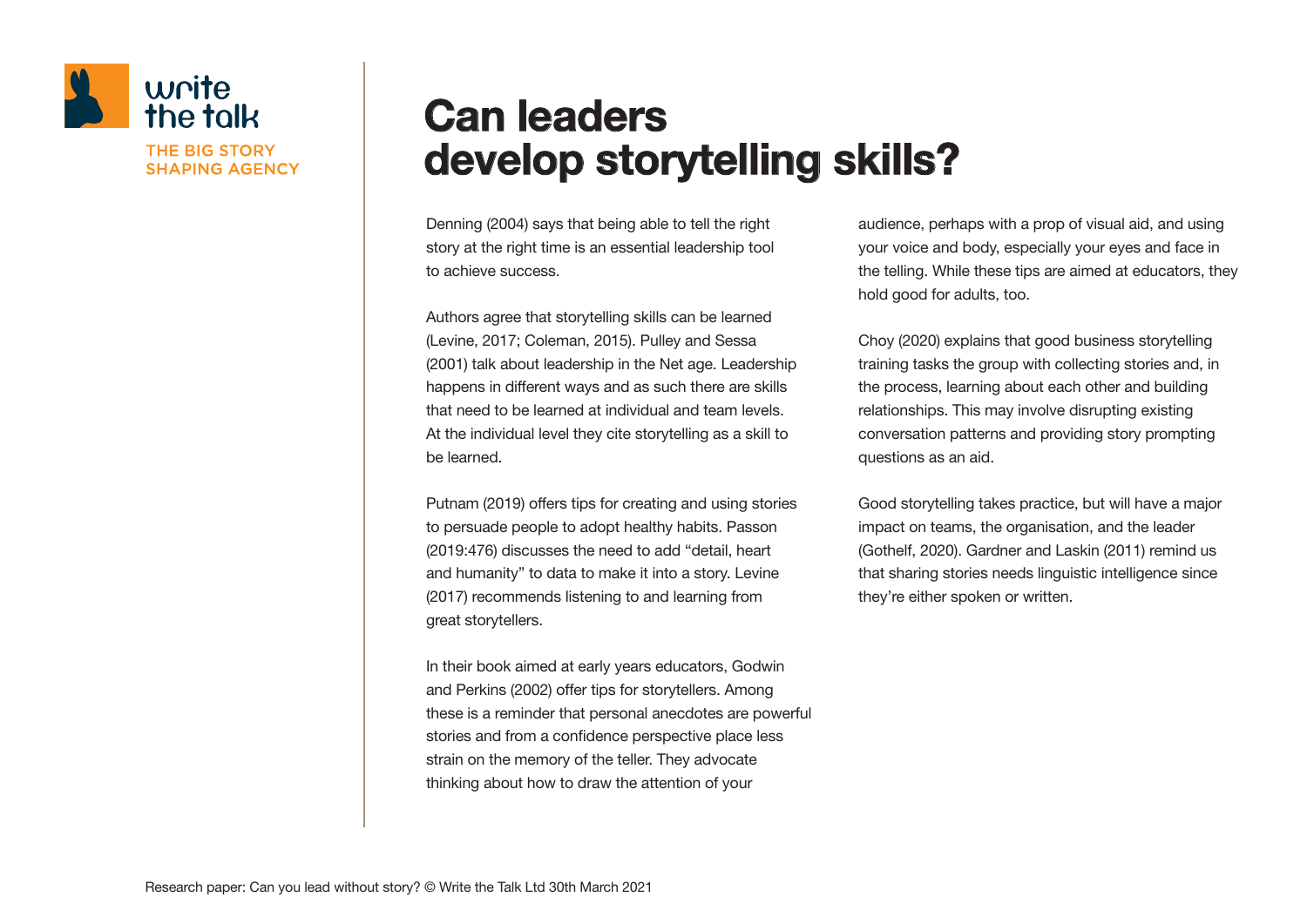# Can leaders develop storytelling skills?

Denning (2004) says that being able to tell the right story at the right time is an essential leadership tool to achieve success.

Authors agree that storytelling skills can be learned (Levine, 2017; Coleman, 2015). Pulley and Sessa (2001) talk about leadership in the Net age. Leadership happens in different ways and as such there are skills that need to be learned at individual and team levels. At the individual level they cite storytelling as a skill to be learned.

Putnam (2019) offers tips for creating and using stories to persuade people to adopt healthy habits. Passon (2019:476) discusses the need to add "detail, heart and humanity" to data to make it into a story. Levine (2017) recommends listening to and learning from great storytellers.

In their book aimed at early years educators, Godwin and Perkins (2002) offer tips for storytellers. Among these is a reminder that personal anecdotes are powerful stories and from a confidence perspective place less strain on the memory of the teller. They advocate thinking about how to draw the attention of your audience, perhaps with a prop of visual aid, and using your voice and body, especially your eyes and face in the telling. While these tips are aimed at educators, they hold good for adults, too.

Choy (2020) explains that good business storytelling training tasks the group with collecting stories and, in the process, learning about each other and building relationships. This may involve disrupting existing conversation patterns and providing story prompting questions as an aid.

Good storytelling takes practice, but will have a major impact on teams, the organisation, and the leader (Gothelf, 2020). Gardner and Laskin (2011) remind us that sharing stories needs linguistic intelligence since they're either spoken or written.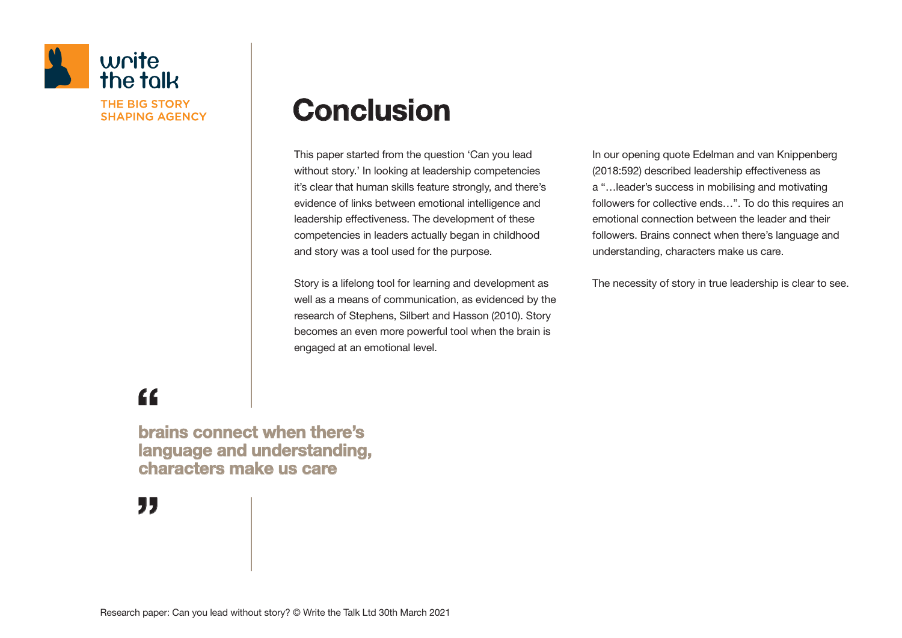# Conclusion

This paper started from the question 'Can you lead without story.' In looking at leadership competencies it's clear that human skills feature strongly, and there's evidence of links between emotional intelligence and leadership effectiveness. The development of these competencies in leaders actually began in childhood and story was a tool used for the purpose.

Story is a lifelong tool for learning and development as well as a means of communication, as evidenced by the research of Stephens, Silbert and Hasson (2010). Story becomes an even more powerful tool when the brain is engaged at an emotional level.

In our opening quote Edelman and van Knippenberg (2018:592) described leadership effectiveness as a "…leader's success in mobilising and motivating followers for collective ends…". To do this requires an emotional connection between the leader and their followers. Brains connect when there's language and understanding, characters make us care.

The necessity of story in true leadership is clear to see.

> **"brains connect when there's language and understanding, characters make us care"**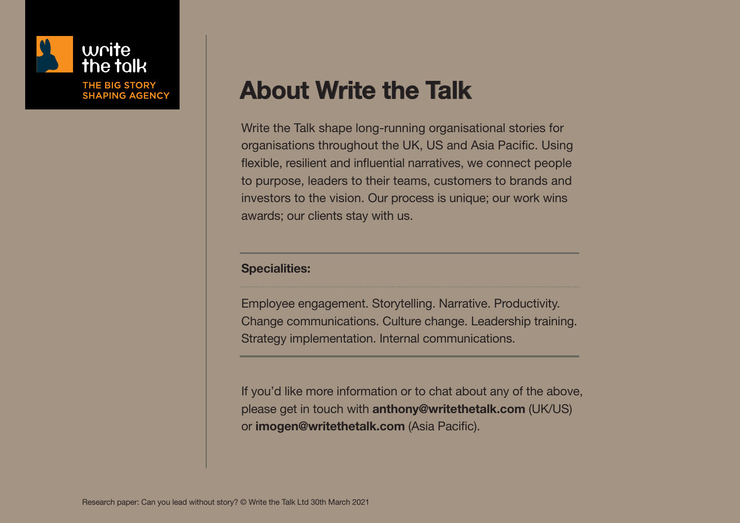write the talk

THE BIG STORY SHAPING AGENCY

# About Write the Talk

Write the Talk shape long-running organisational stories for organisations throughout the UK, US and Asia Pacific. Using flexible, resilient and influential narratives, we connect people to purpose, leaders to their teams, customers to brands and investors to the vision. Our process is unique; our work wins awards; our clients stay with us.

**Specialities:**

Employee engagement. Storytelling. Narrative. Productivity. Change communications. Culture change. Leadership training. Strategy implementation. Internal communications.

If you'd like more information or to chat about any of the above, please get in touch with **anthony@writethetalk.com** (UK/US) or **imogen@writethetalk.com** (Asia Pacific).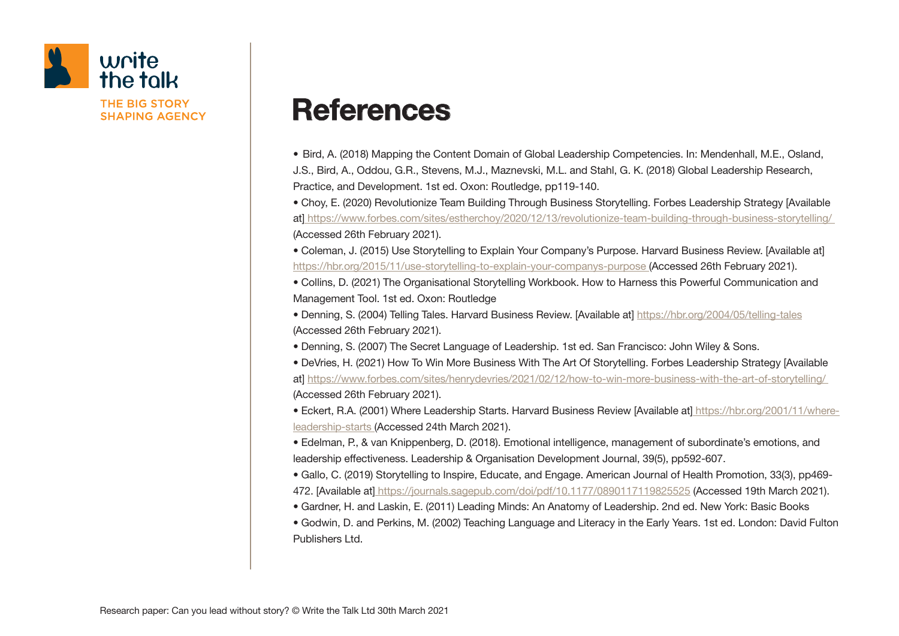# References

- Bird, A. (2018) Mapping the Content Domain of Global Leadership Competencies. In: Mendenhall, M.E., Osland, J.S., Bird, A., Oddou, G.R., Stevens, M.J., Maznevski, M.L. and Stahl, G. K. (2018) Global Leadership Research, Practice, and Development. 1st ed. Oxon: Routledge, pp119-140.
- Choy, E. (2020) Revolutionize Team Building Through Business Storytelling. Forbes Leadership Strategy [Available at] https://www.forbes.com/sites/estherchoy/2020/12/13/revolutionize-team-building-through-business-storytelling/ (Accessed 26th February 2021).
- Coleman, J. (2015) Use Storytelling to Explain Your Company's Purpose. Harvard Business Review. [Available at] https://hbr.org/2015/11/use-storytelling-to-explain-your-companys-purpose (Accessed 26th February 2021).
- Collins, D. (2021) The Organisational Storytelling Workbook. How to Harness this Powerful Communication and Management Tool. 1st ed. Oxon: Routledge
- Denning, S. (2004) Telling Tales. Harvard Business Review. [Available at] https://hbr.org/2004/05/telling-tales (Accessed 26th February 2021).
- Denning, S. (2007) The Secret Language of Leadership. 1st ed. San Francisco: John Wiley & Sons.
- DeVries, H. (2021) How To Win More Business With The Art Of Storytelling. Forbes Leadership Strategy [Available at] https://www.forbes.com/sites/henrydevries/2021/02/12/how-to-win-more-business-with-the-art-of-storytelling/ (Accessed 26th February 2021).
- Eckert, R.A. (2001) Where Leadership Starts. Harvard Business Review [Available at] https://hbr.org/2001/11/where-leadership-starts (Accessed 24th March 2021).
- Edelman, P., & van Knippenberg, D. (2018). Emotional intelligence, management of subordinate's emotions, and leadership effectiveness. Leadership & Organisation Development Journal, 39(5), pp592-607.
- Gallo, C. (2019) Storytelling to Inspire, Educate, and Engage. American Journal of Health Promotion, 33(3), pp469-472. [Available at] https://journals.sagepub.com/doi/pdf/10.1177/0890117119825525 (Accessed 19th March 2021).
- Gardner, H. and Laskin, E. (2011) Leading Minds: An Anatomy of Leadership. 2nd ed. New York: Basic Books
- Godwin, D. and Perkins, M. (2002) Teaching Language and Literacy in the Early Years. 1st ed. London: David Fulton Publishers Ltd.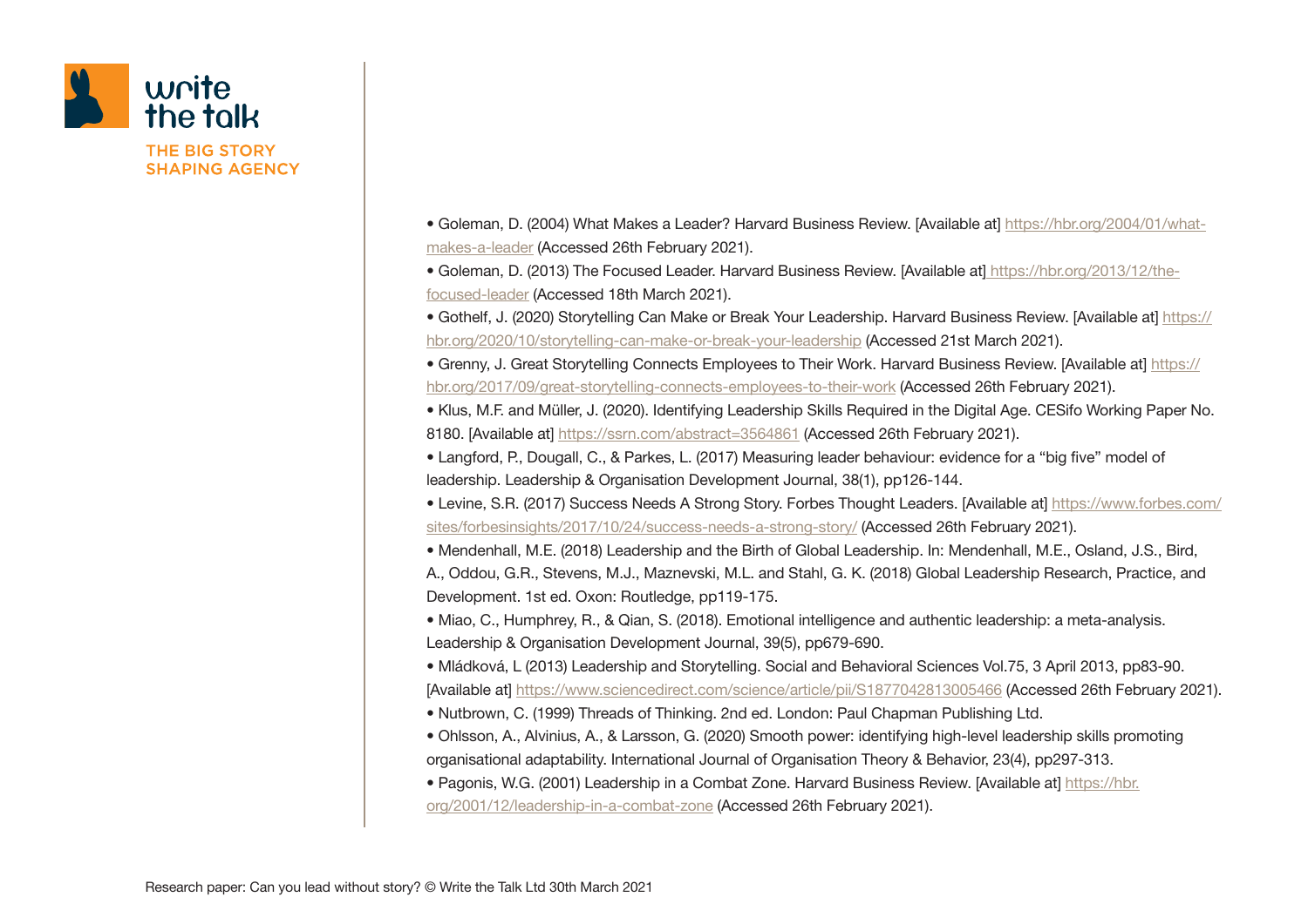- Goleman, D. (2004) What Makes a Leader? Harvard Business Review. [Available at] https://hbr.org/2004/01/what-makes-a-leader (Accessed 26th February 2021).
- Goleman, D. (2013) The Focused Leader. Harvard Business Review. [Available at] https://hbr.org/2013/12/the-focused-leader (Accessed 18th March 2021).
- Gothelf, J. (2020) Storytelling Can Make or Break Your Leadership. Harvard Business Review. [Available at] https://hbr.org/2020/10/storytelling-can-make-or-break-your-leadership (Accessed 21st March 2021).
- Grenny, J. Great Storytelling Connects Employees to Their Work. Harvard Business Review. [Available at] https://hbr.org/2017/09/great-storytelling-connects-employees-to-their-work (Accessed 26th February 2021).
- Klus, M.F. and Müller, J. (2020). Identifying Leadership Skills Required in the Digital Age. CESifo Working Paper No. 8180. [Available at] https://ssrn.com/abstract=3564861 (Accessed 26th February 2021).
- Langford, P., Dougall, C., & Parkes, L. (2017) Measuring leader behaviour: evidence for a "big five" model of leadership. Leadership & Organisation Development Journal, 38(1), pp126-144.
- Levine, S.R. (2017) Success Needs A Strong Story. Forbes Thought Leaders. [Available at] https://www.forbes.com/sites/forbesinsights/2017/10/24/success-needs-a-strong-story/ (Accessed 26th February 2021).
- Mendenhall, M.E. (2018) Leadership and the Birth of Global Leadership. In: Mendenhall, M.E., Osland, J.S., Bird, A., Oddou, G.R., Stevens, M.J., Maznevski, M.L. and Stahl, G. K. (2018) Global Leadership Research, Practice, and Development. 1st ed. Oxon: Routledge, pp119-175.
- Miao, C., Humphrey, R., & Qian, S. (2018). Emotional intelligence and authentic leadership: a meta-analysis. Leadership & Organisation Development Journal, 39(5), pp679-690.
- Mládková, L (2013) Leadership and Storytelling. Social and Behavioral Sciences Vol.75, 3 April 2013, pp83-90. [Available at] https://www.sciencedirect.com/science/article/pii/S1877042813005466 (Accessed 26th February 2021).
- Nutbrown, C. (1999) Threads of Thinking. 2nd ed. London: Paul Chapman Publishing Ltd.
- Ohlsson, A., Alvinius, A., & Larsson, G. (2020) Smooth power: identifying high-level leadership skills promoting organisational adaptability. International Journal of Organisation Theory & Behavior, 23(4), pp297-313.
- Pagonis, W.G. (2001) Leadership in a Combat Zone. Harvard Business Review. [Available at] https://hbr.org/2001/12/leadership-in-a-combat-zone (Accessed 26th February 2021).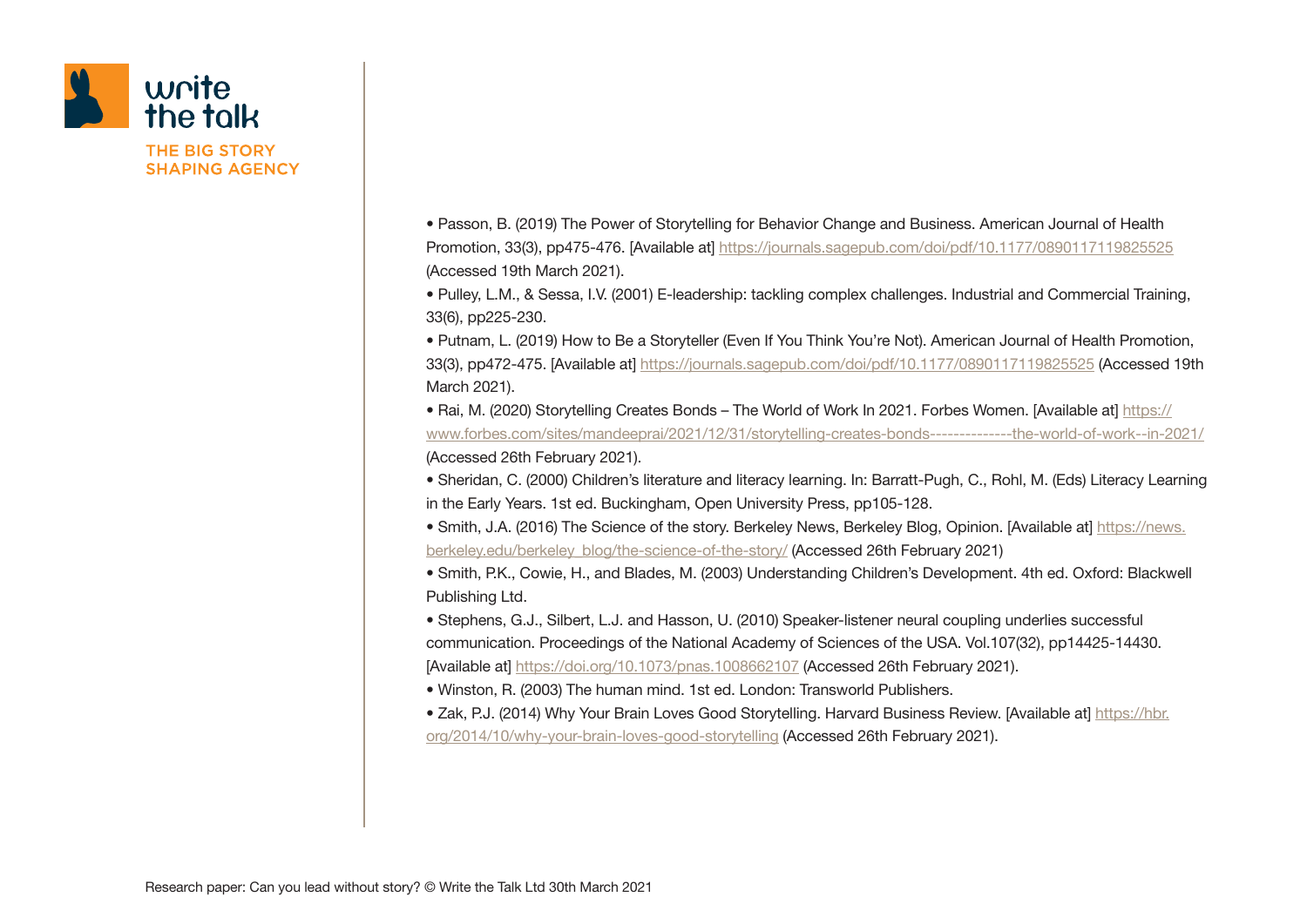- Passon, B. (2019) The Power of Storytelling for Behavior Change and Business. American Journal of Health Promotion, 33(3), pp475-476. [Available at] https://journals.sagepub.com/doi/pdf/10.1177/0890117119825525 (Accessed 19th March 2021).
- Pulley, L.M., & Sessa, I.V. (2001) E-leadership: tackling complex challenges. Industrial and Commercial Training, 33(6), pp225-230.
- Putnam, L. (2019) How to Be a Storyteller (Even If You Think You're Not). American Journal of Health Promotion, 33(3), pp472-475. [Available at] https://journals.sagepub.com/doi/pdf/10.1177/0890117119825525 (Accessed 19th March 2021).
- Rai, M. (2020) Storytelling Creates Bonds – The World of Work In 2021. Forbes Women. [Available at] https://www.forbes.com/sites/mandeeprai/2021/12/31/storytelling-creates-bonds--------------the-world-of-work--in-2021/ (Accessed 26th February 2021).
- Sheridan, C. (2000) Children's literature and literacy learning. In: Barratt-Pugh, C., Rohl, M. (Eds) Literacy Learning in the Early Years. 1st ed. Buckingham, Open University Press, pp105-128.
- Smith, J.A. (2016) The Science of the story. Berkeley News, Berkeley Blog, Opinion. [Available at] https://news.berkeley.edu/berkeley_blog/the-science-of-the-story/ (Accessed 26th February 2021)
- Smith, P.K., Cowie, H., and Blades, M. (2003) Understanding Children's Development. 4th ed. Oxford: Blackwell Publishing Ltd.
- Stephens, G.J., Silbert, L.J. and Hasson, U. (2010) Speaker-listener neural coupling underlies successful communication. Proceedings of the National Academy of Sciences of the USA. Vol.107(32), pp14425-14430. [Available at] https://doi.org/10.1073/pnas.1008662107 (Accessed 26th February 2021).
- Winston, R. (2003) The human mind. 1st ed. London: Transworld Publishers.
- Zak, P.J. (2014) Why Your Brain Loves Good Storytelling. Harvard Business Review. [Available at] https://hbr.org/2014/10/why-your-brain-loves-good-storytelling (Accessed 26th February 2021).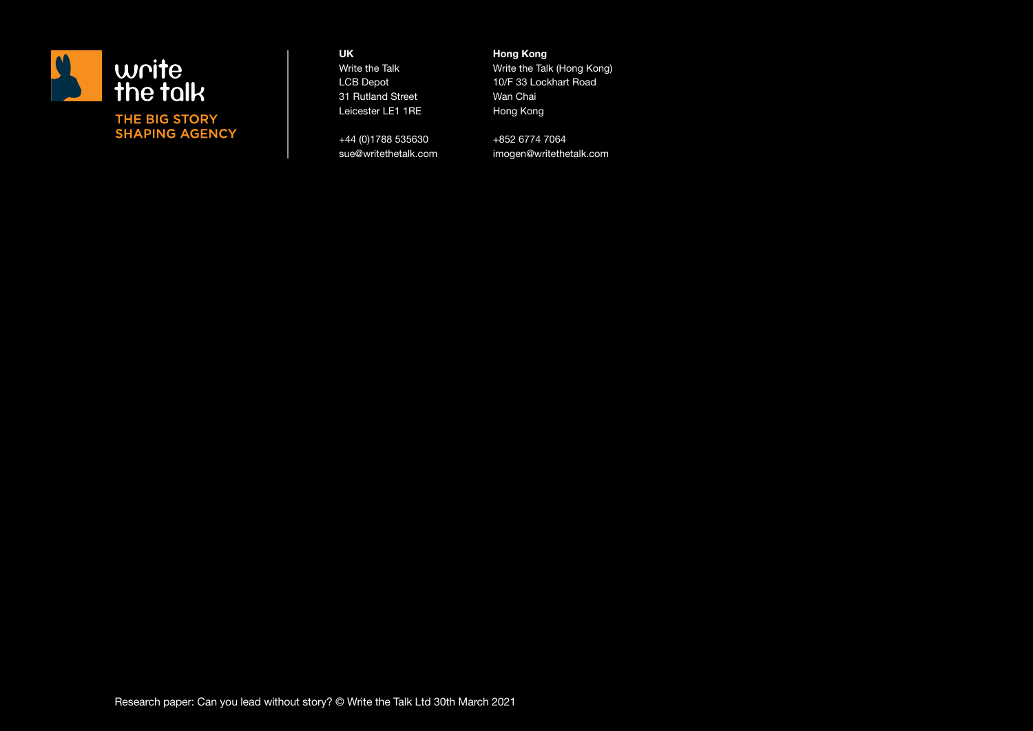write the talk

THE BIG STORY SHAPING AGENCY

**UK**
Write the Talk
LCB Depot
31 Rutland Street
Leicester LE1 1RE

+44 (0)1788 535630
sue@writethetalk.com

**Hong Kong**
Write the Talk (Hong Kong)
10/F 33 Lockhart Road
Wan Chai
Hong Kong

+852 6774 7064
imogen@writethetalk.com

Research paper: Can you lead without story? © Write the Talk Ltd 30th March 2021